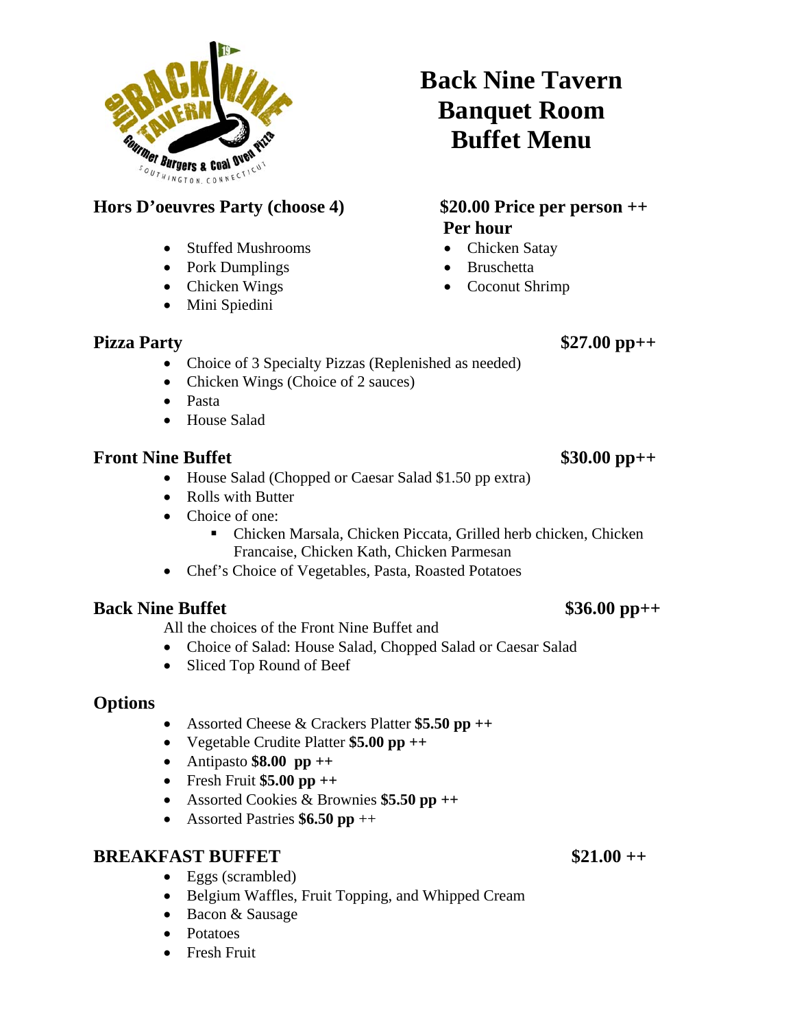# Back Nine Tavern Banquet Room Buffet Menu

## Hors D'oeuvres Party (choose 4)

**$20.00 Price per person ++ Per hour**

- Stuffed Mushrooms
- Pork Dumplings
- Chicken Wings
- Mini Spiedini
- Chicken Satay
- Bruschetta
- Coconut Shrimp

## Pizza Party **$27.00 pp++**

- Choice of 3 Specialty Pizzas (Replenished as needed)
- Chicken Wings (Choice of 2 sauces)
- Pasta
- House Salad

## Front Nine Buffet **$30.00 pp++**

- House Salad (Chopped or Caesar Salad $1.50 pp extra)
- Rolls with Butter
- Choice of one:
  - Chicken Marsala, Chicken Piccata, Grilled herb chicken, Chicken Francaise, Chicken Kath, Chicken Parmesan
- Chef's Choice of Vegetables, Pasta, Roasted Potatoes

## Back Nine Buffet **$36.00 pp++**

All the choices of the Front Nine Buffet and

- Choice of Salad: House Salad, Chopped Salad or Caesar Salad
- Sliced Top Round of Beef

## Options

- Assorted Cheese & Crackers Platter **$5.50 pp ++**
- Vegetable Crudite Platter **$5.00 pp ++**
- Antipasto **$8.00 pp ++**
- Fresh Fruit **$5.00 pp ++**
- Assorted Cookies & Brownies **$5.50 pp ++**
- Assorted Pastries **$6.50 pp** ++

## BREAKFAST BUFFET **$21.00 ++**

- Eggs (scrambled)
- Belgium Waffles, Fruit Topping, and Whipped Cream
- Bacon & Sausage
- Potatoes
- Fresh Fruit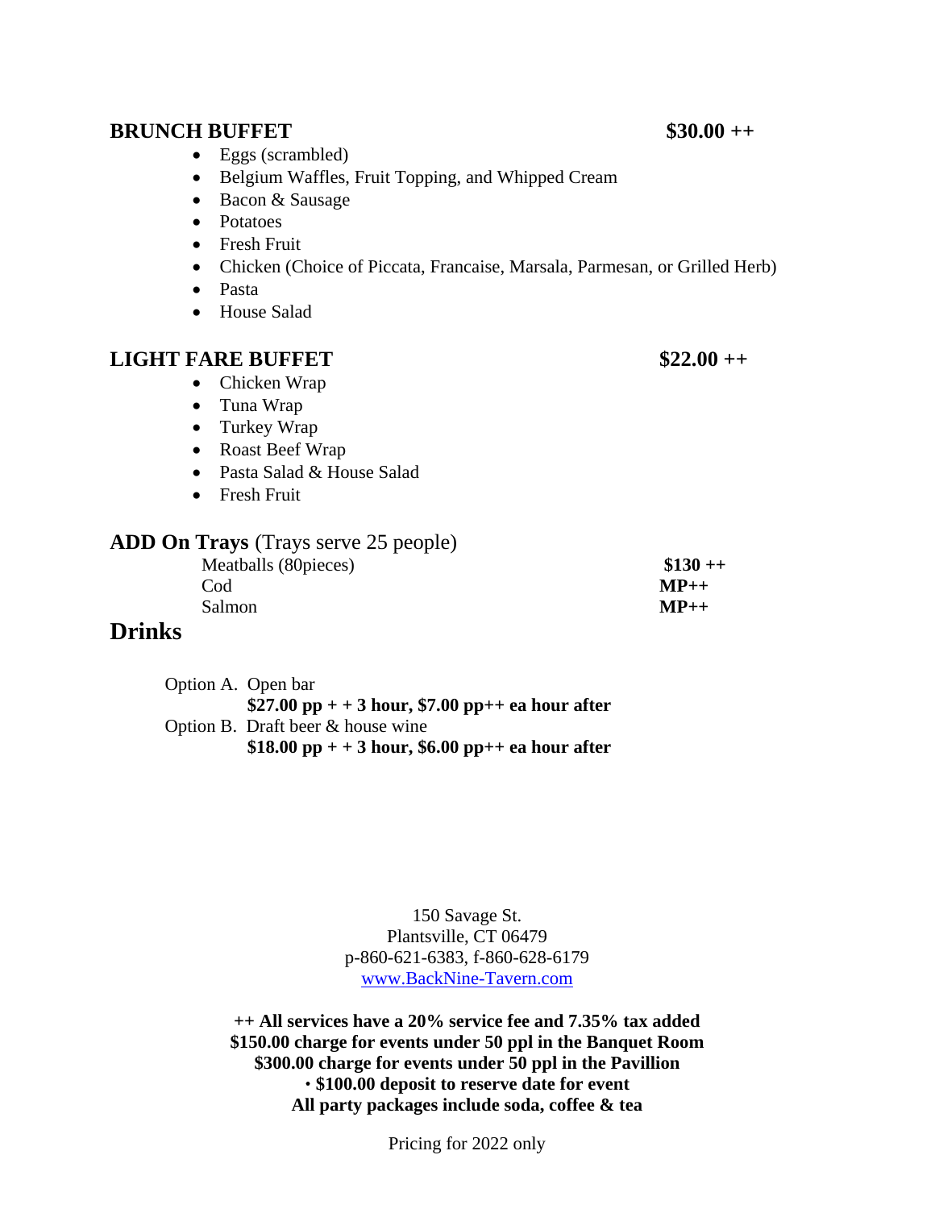## BRUNCH BUFFET $30.00 ++

- Eggs (scrambled)
- Belgium Waffles, Fruit Topping, and Whipped Cream
- Bacon & Sausage
- Potatoes
- Fresh Fruit
- Chicken (Choice of Piccata, Francaise, Marsala, Parmesan, or Grilled Herb)
- Pasta
- House Salad

## LIGHT FARE BUFFET $22.00 ++

- Chicken Wrap
- Tuna Wrap
- Turkey Wrap
- Roast Beef Wrap
- Pasta Salad & House Salad
- Fresh Fruit

## ADD On Trays (Trays serve 25 people)

| | |
|---|---|
| Meatballs (80pieces) | **$130 ++** |
| Cod | **MP++** |
| Salmon | **MP++** |

## Drinks

Option A. Open bar
**$27.00 pp + + 3 hour, $7.00 pp++ ea hour after**

Option B. Draft beer & house wine
**$18.00 pp + + 3 hour, $6.00 pp++ ea hour after**

150 Savage St.
Plantsville, CT 06479
p-860-621-6383, f-860-628-6179
www.BackNine-Tavern.com

**++ All services have a 20% service fee and 7.35% tax added**
**$150.00 charge for events under 50 ppl in the Banquet Room**
**$300.00 charge for events under 50 ppl in the Pavillion**
**· $100.00 deposit to reserve date for event**
**All party packages include soda, coffee & tea**

Pricing for 2022 only